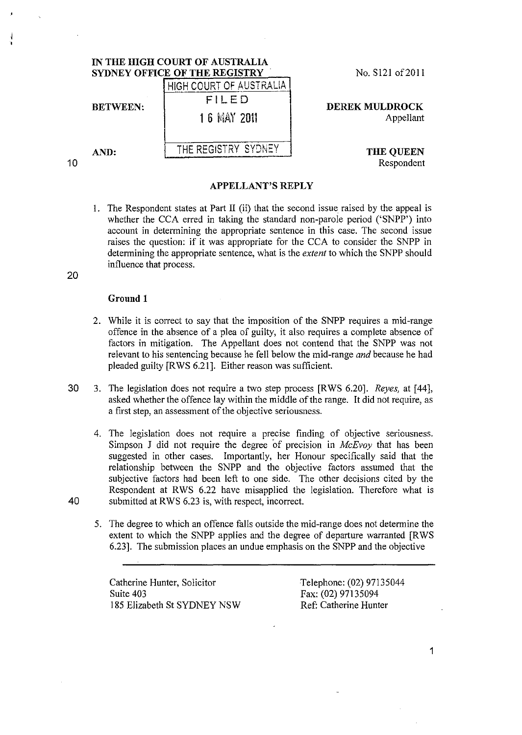IN THE HIGH COURT OF AUSTRALIA
SYDNEY OFFICE OF THE REGISTRY

No. S121 of 2011

HIGH COURT OF AUSTRALIA
FILED
16 MAY 2011
THE REGISTRY SYDNEY

BETWEEN: **DEREK MULDROCK**
Appellant

AND: **THE QUEEN**
Respondent

## APPELLANT'S REPLY

1. The Respondent states at Part II (ii) that the second issue raised by the appeal is whether the CCA erred in taking the standard non-parole period ('SNPP') into account in determining the appropriate sentence in this case. The second issue raises the question: if it was appropriate for the CCA to consider the SNPP in determining the appropriate sentence, what is the *extent* to which the SNPP should influence that process.

### Ground 1

2. While it is correct to say that the imposition of the SNPP requires a mid-range offence in the absence of a plea of guilty, it also requires a complete absence of factors in mitigation. The Appellant does not contend that the SNPP was not relevant to his sentencing because he fell below the mid-range *and* because he had pleaded guilty [RWS 6.21]. Either reason was sufficient.

3. The legislation does not require a two step process [RWS 6.20]. *Reyes,* at [44], asked whether the offence lay within the middle of the range. It did not require, as a first step, an assessment of the objective seriousness.

4. The legislation does not require a precise finding of objective seriousness. Simpson J did not require the degree of precision in *McEvoy* that has been suggested in other cases. Importantly, her Honour specifically said that the relationship between the SNPP and the objective factors assumed that the subjective factors had been left to one side. The other decisions cited by the Respondent at RWS 6.22 have misapplied the legislation. Therefore what is submitted at RWS 6.23 is, with respect, incorrect.

5. The degree to which an offence falls outside the mid-range does not determine the extent to which the SNPP applies and the degree of departure warranted [RWS 6.23]. The submission places an undue emphasis on the SNPP and the objective

Catherine Hunter, Solicitor
Suite 403
185 Elizabeth St SYDNEY NSW

Telephone: (02) 97135044
Fax: (02) 97135094
Ref: Catherine Hunter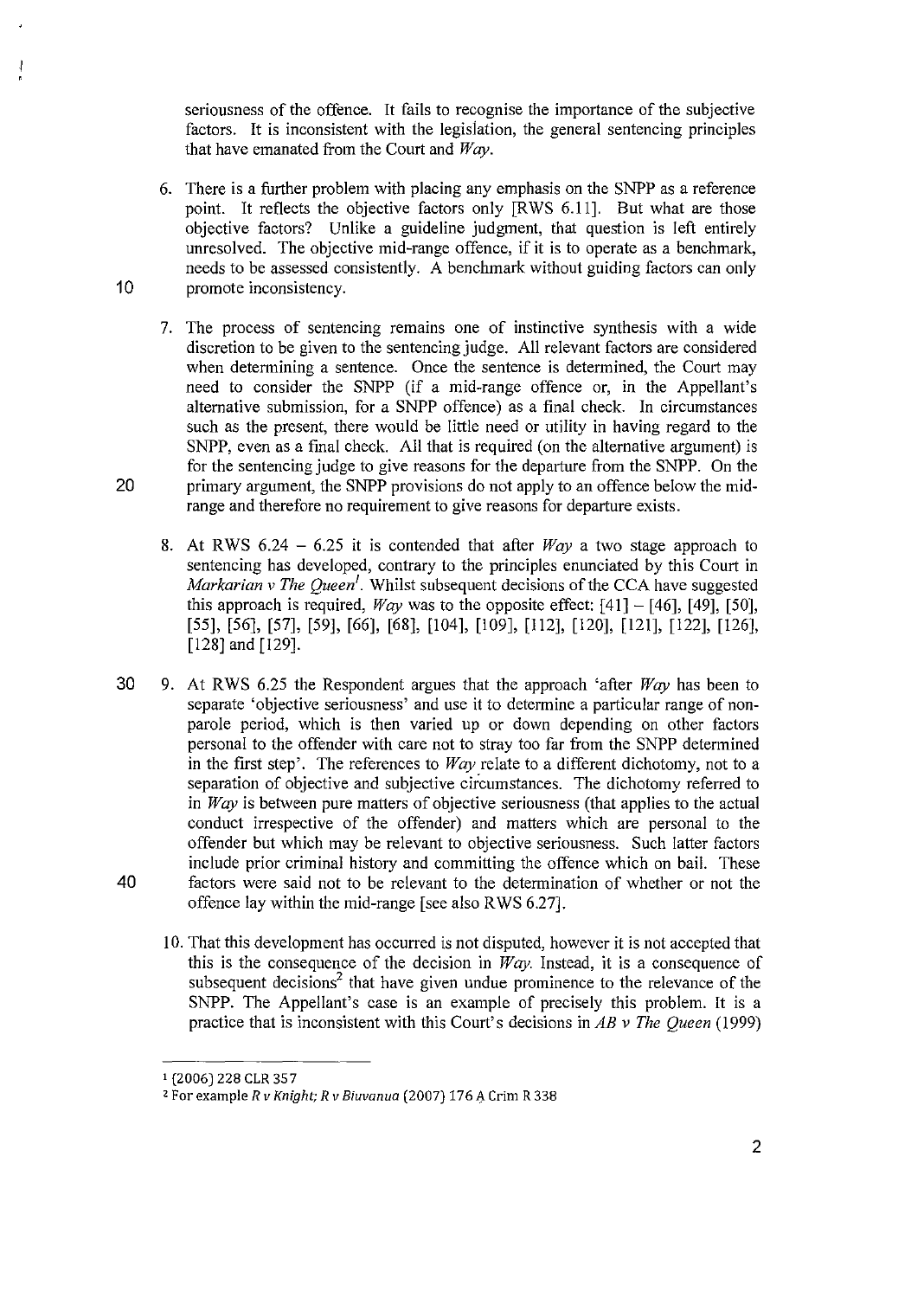seriousness of the offence. It fails to recognise the importance of the subjective factors. It is inconsistent with the legislation, the general sentencing principles that have emanated from the Court and *Way*.

6. There is a further problem with placing any emphasis on the SNPP as a reference point. It reflects the objective factors only [RWS 6.11]. But what are those objective factors? Unlike a guideline judgment, that question is left entirely unresolved. The objective mid-range offence, if it is to operate as a benchmark, needs to be assessed consistently. A benchmark without guiding factors can only promote inconsistency.

7. The process of sentencing remains one of instinctive synthesis with a wide discretion to be given to the sentencing judge. All relevant factors are considered when determining a sentence. Once the sentence is determined, the Court may need to consider the SNPP (if a mid-range offence or, in the Appellant's alternative submission, for a SNPP offence) as a final check. In circumstances such as the present, there would be little need or utility in having regard to the SNPP, even as a final check. All that is required (on the alternative argument) is for the sentencing judge to give reasons for the departure from the SNPP. On the primary argument, the SNPP provisions do not apply to an offence below the mid-range and therefore no requirement to give reasons for departure exists.

8. At RWS 6.24 – 6.25 it is contended that after *Way* a two stage approach to sentencing has developed, contrary to the principles enunciated by this Court in *Markarian v The Queen*[1]. Whilst subsequent decisions of the CCA have suggested this approach is required, *Way* was to the opposite effect: [41] – [46], [49], [50], [55], [56], [57], [59], [66], [68], [104], [109], [112], [120], [121], [122], [126], [128] and [129].

9. At RWS 6.25 the Respondent argues that the approach 'after *Way* has been to separate 'objective seriousness' and use it to determine a particular range of non-parole period, which is then varied up or down depending on other factors personal to the offender with care not to stray too far from the SNPP determined in the first step'. The references to *Way* relate to a different dichotomy, not to a separation of objective and subjective circumstances. The dichotomy referred to in *Way* is between pure matters of objective seriousness (that applies to the actual conduct irrespective of the offender) and matters which are personal to the offender but which may be relevant to objective seriousness. Such latter factors include prior criminal history and committing the offence which on bail. These factors were said not to be relevant to the determination of whether or not the offence lay within the mid-range [see also RWS 6.27].

10. That this development has occurred is not disputed, however it is not accepted that this is the consequence of the decision in *Way*. Instead, it is a consequence of subsequent decisions[2] that have given undue prominence to the relevance of the SNPP. The Appellant's case is an example of precisely this problem. It is a practice that is inconsistent with this Court's decisions in *AB v The Queen* (1999)

---

[1] (2006) 228 CLR 357

[2] For example *R v Knight; R v Biuvanua* (2007) 176 A Crim R 338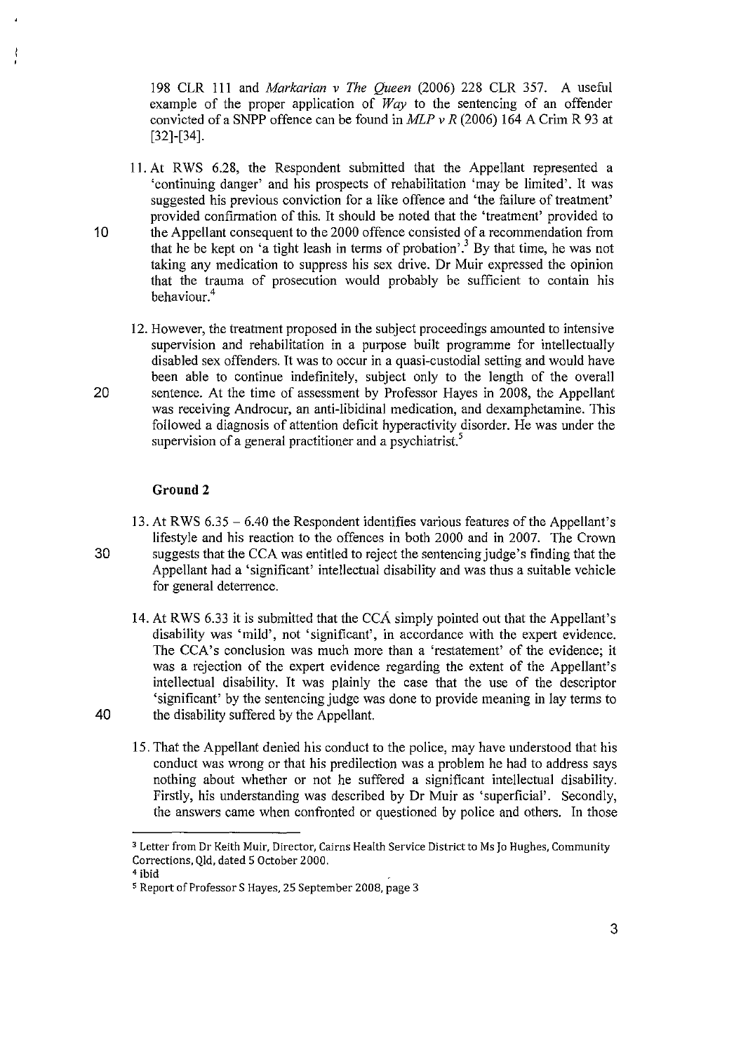198 CLR 111 and *Markarian v The Queen* (2006) 228 CLR 357. A useful example of the proper application of *Way* to the sentencing of an offender convicted of a SNPP offence can be found in *MLP v R* (2006) 164 A Crim R 93 at [32]-[34].

11. At RWS 6.28, the Respondent submitted that the Appellant represented a 'continuing danger' and his prospects of rehabilitation 'may be limited'. It was suggested his previous conviction for a like offence and 'the failure of treatment' provided confirmation of this. It should be noted that the 'treatment' provided to the Appellant consequent to the 2000 offence consisted of a recommendation from that he be kept on 'a tight leash in terms of probation'.[3] By that time, he was not taking any medication to suppress his sex drive. Dr Muir expressed the opinion that the trauma of prosecution would probably be sufficient to contain his behaviour.[4]

12. However, the treatment proposed in the subject proceedings amounted to intensive supervision and rehabilitation in a purpose built programme for intellectually disabled sex offenders. It was to occur in a quasi-custodial setting and would have been able to continue indefinitely, subject only to the length of the overall sentence. At the time of assessment by Professor Hayes in 2008, the Appellant was receiving Androcur, an anti-libidinal medication, and dexamphetamine. This followed a diagnosis of attention deficit hyperactivity disorder. He was under the supervision of a general practitioner and a psychiatrist.[5]

**Ground 2**

13. At RWS 6.35 – 6.40 the Respondent identifies various features of the Appellant's lifestyle and his reaction to the offences in both 2000 and in 2007. The Crown suggests that the CCA was entitled to reject the sentencing judge's finding that the Appellant had a 'significant' intellectual disability and was thus a suitable vehicle for general deterrence.

14. At RWS 6.33 it is submitted that the CCA simply pointed out that the Appellant's disability was 'mild', not 'significant', in accordance with the expert evidence. The CCA's conclusion was much more than a 'restatement' of the evidence; it was a rejection of the expert evidence regarding the extent of the Appellant's intellectual disability. It was plainly the case that the use of the descriptor 'significant' by the sentencing judge was done to provide meaning in lay terms to the disability suffered by the Appellant.

15. That the Appellant denied his conduct to the police, may have understood that his conduct was wrong or that his predilection was a problem he had to address says nothing about whether or not he suffered a significant intellectual disability. Firstly, his understanding was described by Dr Muir as 'superficial'. Secondly, the answers came when confronted or questioned by police and others. In those

---

[3] Letter from Dr Keith Muir, Director, Cairns Health Service District to Ms Jo Hughes, Community Corrections, Qld, dated 5 October 2000.

[4] ibid

[5] Report of Professor S Hayes, 25 September 2008, page 3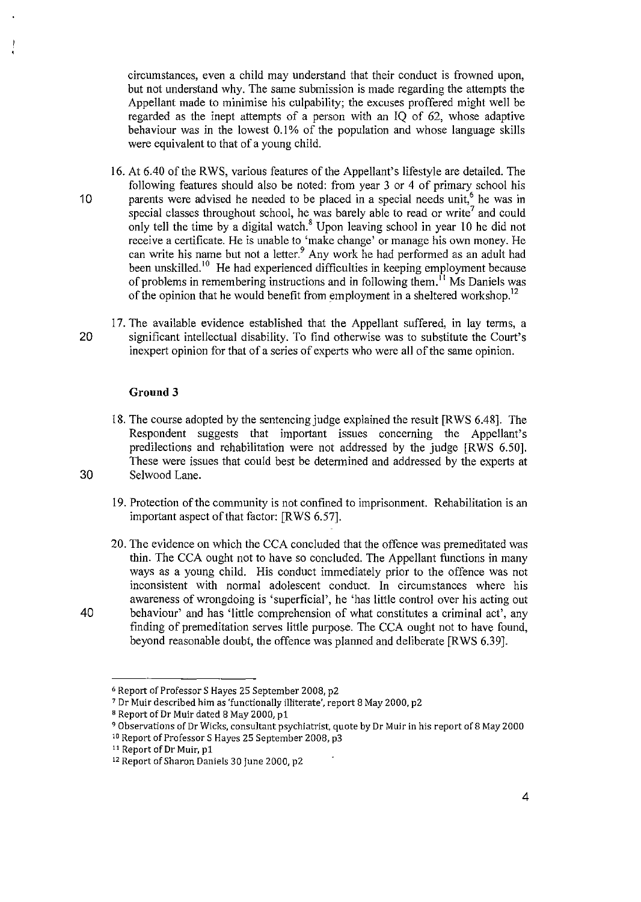circumstances, even a child may understand that their conduct is frowned upon, but not understand why. The same submission is made regarding the attempts the Appellant made to minimise his culpability; the excuses proffered might well be regarded as the inept attempts of a person with an IQ of 62, whose adaptive behaviour was in the lowest 0.1% of the population and whose language skills were equivalent to that of a young child.

16. At 6.40 of the RWS, various features of the Appellant's lifestyle are detailed. The following features should also be noted: from year 3 or 4 of primary school his parents were advised he needed to be placed in a special needs unit,[6] he was in special classes throughout school, he was barely able to read or write[7] and could only tell the time by a digital watch.[8] Upon leaving school in year 10 he did not receive a certificate. He is unable to 'make change' or manage his own money. He can write his name but not a letter.[9] Any work he had performed as an adult had been unskilled.[10] He had experienced difficulties in keeping employment because of problems in remembering instructions and in following them.[11] Ms Daniels was of the opinion that he would benefit from employment in a sheltered workshop.[12]

17. The available evidence established that the Appellant suffered, in lay terms, a significant intellectual disability. To find otherwise was to substitute the Court's inexpert opinion for that of a series of experts who were all of the same opinion.

**Ground 3**

18. The course adopted by the sentencing judge explained the result [RWS 6.48]. The Respondent suggests that important issues concerning the Appellant's predilections and rehabilitation were not addressed by the judge [RWS 6.50]. These were issues that could best be determined and addressed by the experts at Selwood Lane.

19. Protection of the community is not confined to imprisonment. Rehabilitation is an important aspect of that factor: [RWS 6.57].

20. The evidence on which the CCA concluded that the offence was premeditated was thin. The CCA ought not to have so concluded. The Appellant functions in many ways as a young child. His conduct immediately prior to the offence was not inconsistent with normal adolescent conduct. In circumstances where his awareness of wrongdoing is 'superficial', he 'has little control over his acting out behaviour' and has 'little comprehension of what constitutes a criminal act', any finding of premeditation serves little purpose. The CCA ought not to have found, beyond reasonable doubt, the offence was planned and deliberate [RWS 6.39].

---

[6] Report of Professor S Hayes 25 September 2008, p2

[7] Dr Muir described him as 'functionally illiterate', report 8 May 2000, p2

[8] Report of Dr Muir dated 8 May 2000, p1

[9] Observations of Dr Wicks, consultant psychiatrist, quote by Dr Muir in his report of 8 May 2000

[10] Report of Professor S Hayes 25 September 2008, p3

[11] Report of Dr Muir, p1

[12] Report of Sharon Daniels 30 June 2000, p2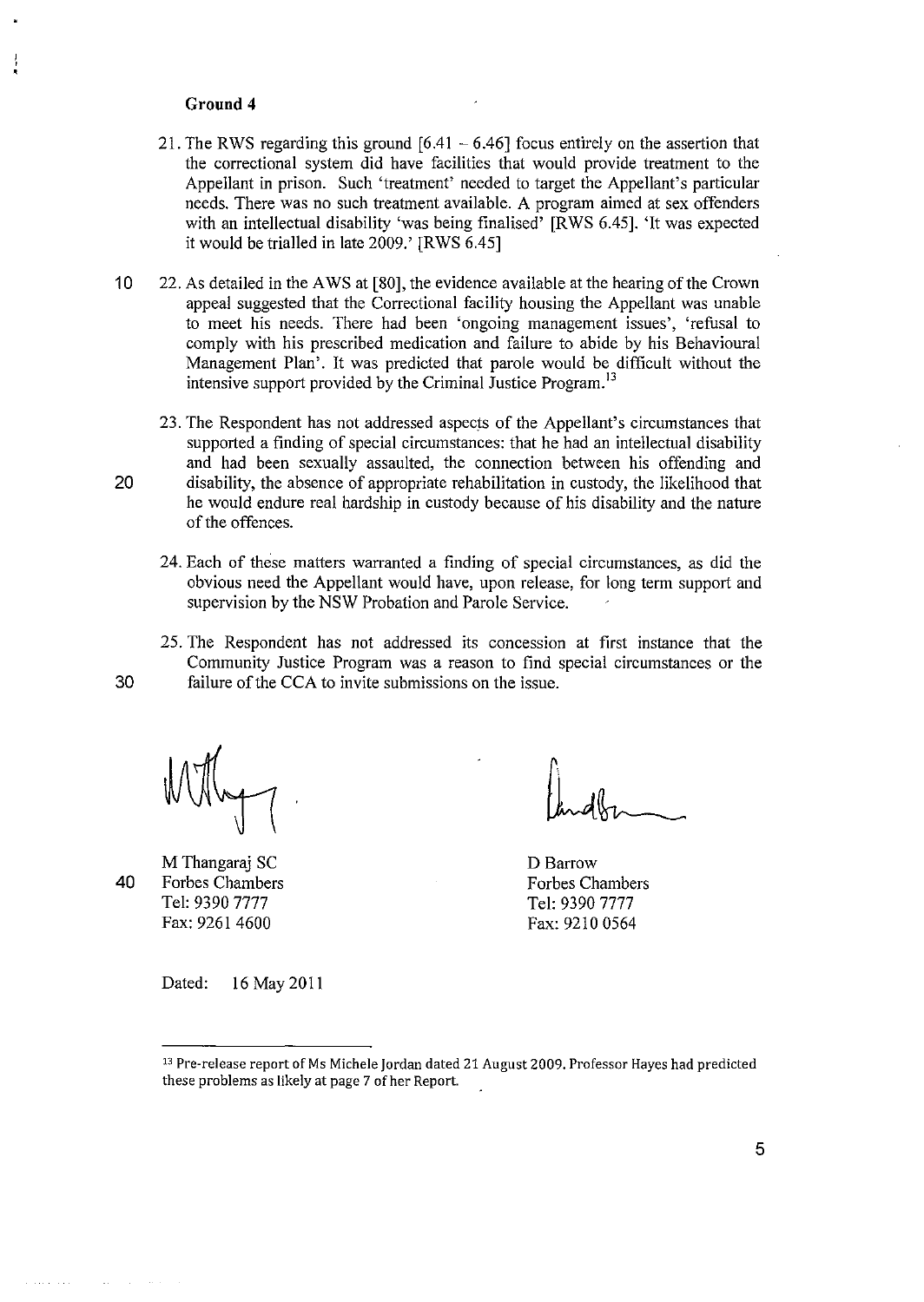**Ground 4**

21. The RWS regarding this ground [6.41 – 6.46] focus entirely on the assertion that the correctional system did have facilities that would provide treatment to the Appellant in prison. Such 'treatment' needed to target the Appellant's particular needs. There was no such treatment available. A program aimed at sex offenders with an intellectual disability 'was being finalised' [RWS 6.45]. 'It was expected it would be trialled in late 2009.' [RWS 6.45]

22. As detailed in the AWS at [80], the evidence available at the hearing of the Crown appeal suggested that the Correctional facility housing the Appellant was unable to meet his needs. There had been 'ongoing management issues', 'refusal to comply with his prescribed medication and failure to abide by his Behavioural Management Plan'. It was predicted that parole would be difficult without the intensive support provided by the Criminal Justice Program.[13]

23. The Respondent has not addressed aspects of the Appellant's circumstances that supported a finding of special circumstances: that he had an intellectual disability and had been sexually assaulted, the connection between his offending and disability, the absence of appropriate rehabilitation in custody, the likelihood that he would endure real hardship in custody because of his disability and the nature of the offences.

24. Each of these matters warranted a finding of special circumstances, as did the obvious need the Appellant would have, upon release, for long term support and supervision by the NSW Probation and Parole Service.

25. The Respondent has not addressed its concession at first instance that the Community Justice Program was a reason to find special circumstances or the failure of the CCA to invite submissions on the issue.

| | |
|---|---|
| M Thangaraj SC | D Barrow |
| Forbes Chambers | Forbes Chambers |
| Tel: 9390 7777 | Tel: 9390 7777 |
| Fax: 9261 4600 | Fax: 9210 0564 |

Dated: 16 May 2011

---

[13] Pre-release report of Ms Michele Jordan dated 21 August 2009. Professor Hayes had predicted these problems as likely at page 7 of her Report.